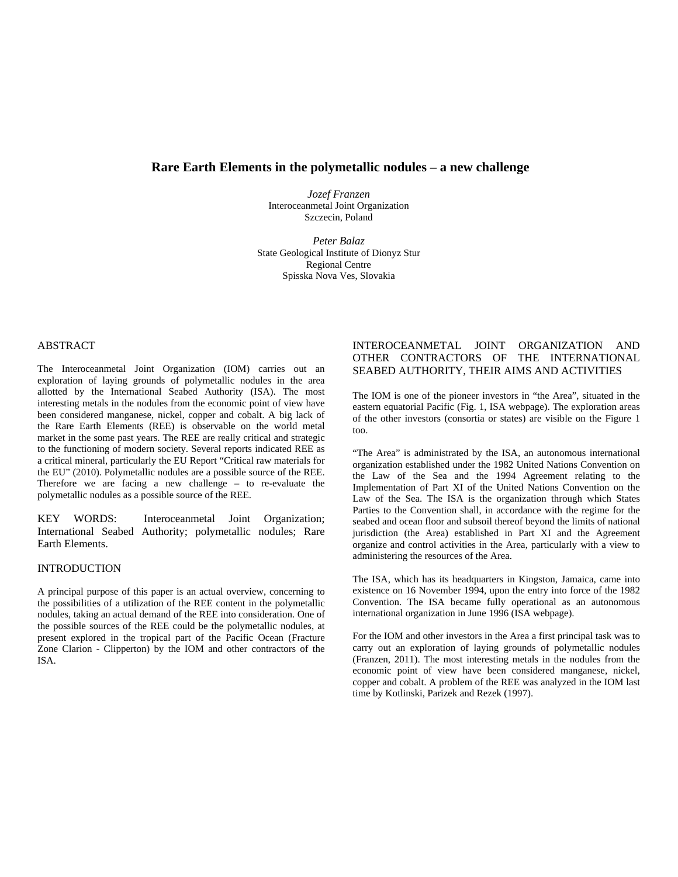# Rare Earth Elements in the polymetallic nodules – a new challenge

*Jozef Franzen*
Interoceanmetal Joint Organization
Szczecin, Poland

*Peter Balaz*
State Geological Institute of Dionyz Stur
Regional Centre
Spisska Nova Ves, Slovakia

## ABSTRACT

The Interoceanmetal Joint Organization (IOM) carries out an exploration of laying grounds of polymetallic nodules in the area allotted by the International Seabed Authority (ISA). The most interesting metals in the nodules from the economic point of view have been considered manganese, nickel, copper and cobalt. A big lack of the Rare Earth Elements (REE) is observable on the world metal market in the some past years. The REE are really critical and strategic to the functioning of modern society. Several reports indicated REE as a critical mineral, particularly the EU Report "Critical raw materials for the EU" (2010). Polymetallic nodules are a possible source of the REE. Therefore we are facing a new challenge – to re-evaluate the polymetallic nodules as a possible source of the REE.

KEY WORDS: Interoceanmetal Joint Organization; International Seabed Authority; polymetallic nodules; Rare Earth Elements.

## INTRODUCTION

A principal purpose of this paper is an actual overview, concerning to the possibilities of a utilization of the REE content in the polymetallic nodules, taking an actual demand of the REE into consideration. One of the possible sources of the REE could be the polymetallic nodules, at present explored in the tropical part of the Pacific Ocean (Fracture Zone Clarion - Clipperton) by the IOM and other contractors of the ISA.

## INTEROCEANMETAL JOINT ORGANIZATION AND OTHER CONTRACTORS OF THE INTERNATIONAL SEABED AUTHORITY, THEIR AIMS AND ACTIVITIES

The IOM is one of the pioneer investors in "the Area", situated in the eastern equatorial Pacific (Fig. 1, ISA webpage). The exploration areas of the other investors (consortia or states) are visible on the Figure 1 too.

"The Area" is administrated by the ISA, an autonomous international organization established under the 1982 United Nations Convention on the Law of the Sea and the 1994 Agreement relating to the Implementation of Part XI of the United Nations Convention on the Law of the Sea. The ISA is the organization through which States Parties to the Convention shall, in accordance with the regime for the seabed and ocean floor and subsoil thereof beyond the limits of national jurisdiction (the Area) established in Part XI and the Agreement organize and control activities in the Area, particularly with a view to administering the resources of the Area.

The ISA, which has its headquarters in Kingston, Jamaica, came into existence on 16 November 1994, upon the entry into force of the 1982 Convention. The ISA became fully operational as an autonomous international organization in June 1996 (ISA webpage).

For the IOM and other investors in the Area a first principal task was to carry out an exploration of laying grounds of polymetallic nodules (Franzen, 2011). The most interesting metals in the nodules from the economic point of view have been considered manganese, nickel, copper and cobalt. A problem of the REE was analyzed in the IOM last time by Kotlinski, Parizek and Rezek (1997).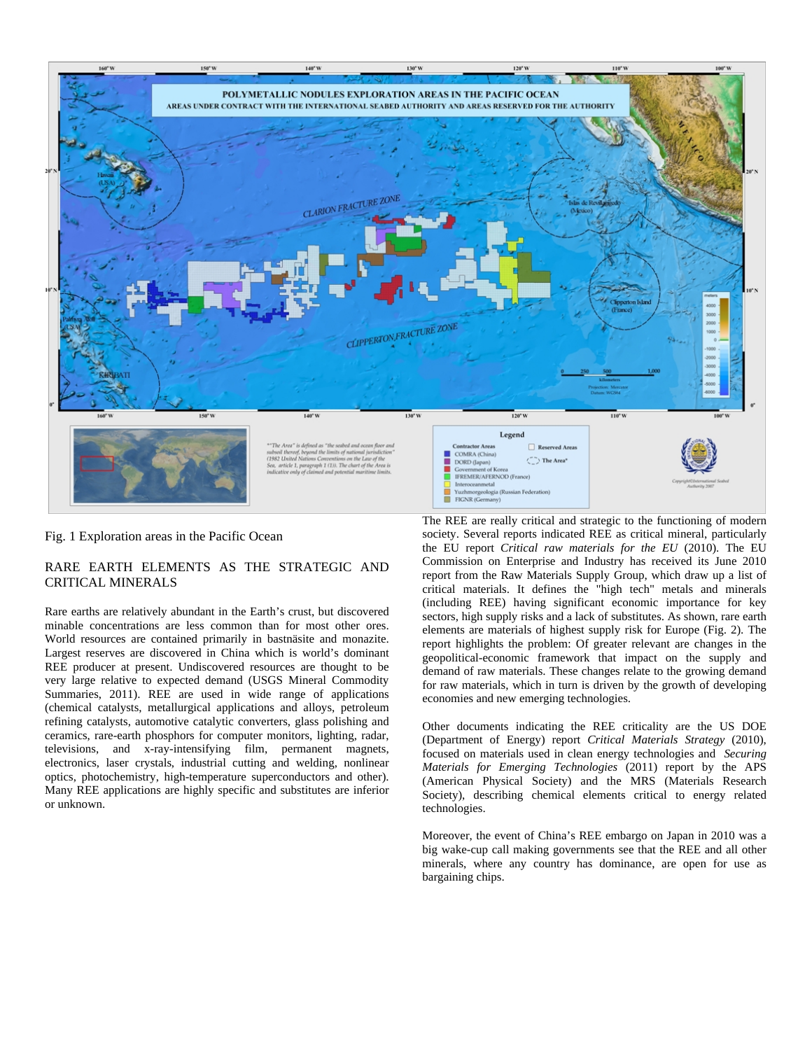Fig. 1 Exploration areas in the Pacific Ocean

## RARE EARTH ELEMENTS AS THE STRATEGIC AND CRITICAL MINERALS

Rare earths are relatively abundant in the Earth's crust, but discovered minable concentrations are less common than for most other ores. World resources are contained primarily in bastnäsite and monazite. Largest reserves are discovered in China which is world's dominant REE producer at present. Undiscovered resources are thought to be very large relative to expected demand (USGS Mineral Commodity Summaries, 2011). REE are used in wide range of applications (chemical catalysts, metallurgical applications and alloys, petroleum refining catalysts, automotive catalytic converters, glass polishing and ceramics, rare-earth phosphors for computer monitors, lighting, radar, televisions, and x-ray-intensifying film, permanent magnets, electronics, laser crystals, industrial cutting and welding, nonlinear optics, photochemistry, high-temperature superconductors and other). Many REE applications are highly specific and substitutes are inferior or unknown.

The REE are really critical and strategic to the functioning of modern society. Several reports indicated REE as critical mineral, particularly the EU report *Critical raw materials for the EU* (2010). The EU Commission on Enterprise and Industry has received its June 2010 report from the Raw Materials Supply Group, which draw up a list of critical materials. It defines the "high tech" metals and minerals (including REE) having significant economic importance for key sectors, high supply risks and a lack of substitutes. As shown, rare earth elements are materials of highest supply risk for Europe (Fig. 2). The report highlights the problem: Of greater relevant are changes in the geopolitical-economic framework that impact on the supply and demand of raw materials. These changes relate to the growing demand for raw materials, which in turn is driven by the growth of developing economies and new emerging technologies.

Other documents indicating the REE criticality are the US DOE (Department of Energy) report *Critical Materials Strategy* (2010), focused on materials used in clean energy technologies and *Securing Materials for Emerging Technologies* (2011) report by the APS (American Physical Society) and the MRS (Materials Research Society), describing chemical elements critical to energy related technologies.

Moreover, the event of China's REE embargo on Japan in 2010 was a big wake-cup call making governments see that the REE and all other minerals, where any country has dominance, are open for use as bargaining chips.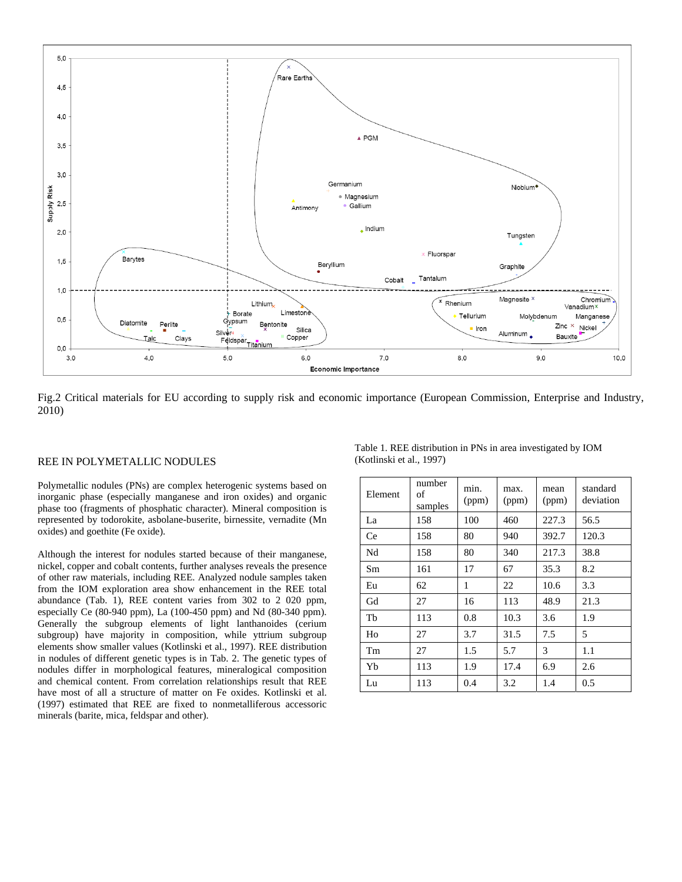Fig.2 Critical materials for EU according to supply risk and economic importance (European Commission, Enterprise and Industry, 2010)

## REE IN POLYMETALLIC NODULES

Polymetallic nodules (PNs) are complex heterogenic systems based on inorganic phase (especially manganese and iron oxides) and organic phase too (fragments of phosphatic character). Mineral composition is represented by todorokite, asbolane-buserite, birnessite, vernadite (Mn oxides) and goethite (Fe oxide).

Although the interest for nodules started because of their manganese, nickel, copper and cobalt contents, further analyses reveals the presence of other raw materials, including REE. Analyzed nodule samples taken from the IOM exploration area show enhancement in the REE total abundance (Tab. 1), REE content varies from 302 to 2 020 ppm, especially Ce (80-940 ppm), La (100-450 ppm) and Nd (80-340 ppm). Generally the subgroup elements of light lanthanoides (cerium subgroup) have majority in composition, while yttrium subgroup elements show smaller values (Kotlinski et al., 1997). REE distribution in nodules of different genetic types is in Tab. 2. The genetic types of nodules differ in morphological features, mineralogical composition and chemical content. From correlation relationships result that REE have most of all a structure of matter on Fe oxides. Kotlinski et al. (1997) estimated that REE are fixed to nonmetalliferous accessoric minerals (barite, mica, feldspar and other).

Table 1. REE distribution in PNs in area investigated by IOM (Kotlinski et al., 1997)

| Element | number of samples | min. (ppm) | max. (ppm) | mean (ppm) | standard deviation |
|---|---|---|---|---|---|
| La | 158 | 100 | 460 | 227.3 | 56.5 |
| Ce | 158 | 80 | 940 | 392.7 | 120.3 |
| Nd | 158 | 80 | 340 | 217.3 | 38.8 |
| Sm | 161 | 17 | 67 | 35.3 | 8.2 |
| Eu | 62 | 1 | 22 | 10.6 | 3.3 |
| Gd | 27 | 16 | 113 | 48.9 | 21.3 |
| Tb | 113 | 0.8 | 10.3 | 3.6 | 1.9 |
| Ho | 27 | 3.7 | 31.5 | 7.5 | 5 |
| Tm | 27 | 1.5 | 5.7 | 3 | 1.1 |
| Yb | 113 | 1.9 | 17.4 | 6.9 | 2.6 |
| Lu | 113 | 0.4 | 3.2 | 1.4 | 0.5 |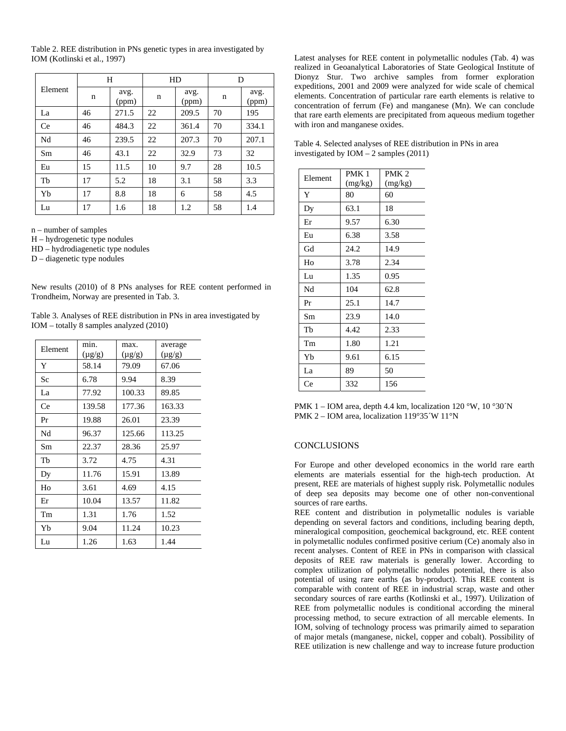Table 2. REE distribution in PNs genetic types in area investigated by IOM (Kotlinski et al., 1997)

| Element | H | | HD | | D | |
|---|---|---|---|---|---|---|
| | n | avg. (ppm) | n | avg. (ppm) | n | avg. (ppm) |
| La | 46 | 271.5 | 22 | 209.5 | 70 | 195 |
| Ce | 46 | 484.3 | 22 | 361.4 | 70 | 334.1 |
| Nd | 46 | 239.5 | 22 | 207.3 | 70 | 207.1 |
| Sm | 46 | 43.1 | 22 | 32.9 | 73 | 32 |
| Eu | 15 | 11.5 | 10 | 9.7 | 28 | 10.5 |
| Tb | 17 | 5.2 | 18 | 3.1 | 58 | 3.3 |
| Yb | 17 | 8.8 | 18 | 6 | 58 | 4.5 |
| Lu | 17 | 1.6 | 18 | 1.2 | 58 | 1.4 |

n – number of samples
H – hydrogenetic type nodules
HD – hydrodiagenetic type nodules
D – diagenetic type nodules

New results (2010) of 8 PNs analyses for REE content performed in Trondheim, Norway are presented in Tab. 3.

Table 3. Analyses of REE distribution in PNs in area investigated by IOM – totally 8 samples analyzed (2010)

| Element | min. (μg/g) | max. (μg/g) | average (μg/g) |
|---|---|---|---|
| Y | 58.14 | 79.09 | 67.06 |
| Sc | 6.78 | 9.94 | 8.39 |
| La | 77.92 | 100.33 | 89.85 |
| Ce | 139.58 | 177.36 | 163.33 |
| Pr | 19.88 | 26.01 | 23.39 |
| Nd | 96.37 | 125.66 | 113.25 |
| Sm | 22.37 | 28.36 | 25.97 |
| Tb | 3.72 | 4.75 | 4.31 |
| Dy | 11.76 | 15.91 | 13.89 |
| Ho | 3.61 | 4.69 | 4.15 |
| Er | 10.04 | 13.57 | 11.82 |
| Tm | 1.31 | 1.76 | 1.52 |
| Yb | 9.04 | 11.24 | 10.23 |
| Lu | 1.26 | 1.63 | 1.44 |

Latest analyses for REE content in polymetallic nodules (Tab. 4) was realized in Geoanalytical Laboratories of State Geological Institute of Dionyz Stur. Two archive samples from former exploration expeditions, 2001 and 2009 were analyzed for wide scale of chemical elements. Concentration of particular rare earth elements is relative to concentration of ferrum (Fe) and manganese (Mn). We can conclude that rare earth elements are precipitated from aqueous medium together with iron and manganese oxides.

Table 4. Selected analyses of REE distribution in PNs in area investigated by IOM – 2 samples (2011)

| Element | PMK 1 (mg/kg) | PMK 2 (mg/kg) |
|---|---|---|
| Y | 80 | 60 |
| Dy | 63.1 | 18 |
| Er | 9.57 | 6.30 |
| Eu | 6.38 | 3.58 |
| Gd | 24.2 | 14.9 |
| Ho | 3.78 | 2.34 |
| Lu | 1.35 | 0.95 |
| Nd | 104 | 62.8 |
| Pr | 25.1 | 14.7 |
| Sm | 23.9 | 14.0 |
| Tb | 4.42 | 2.33 |
| Tm | 1.80 | 1.21 |
| Yb | 9.61 | 6.15 |
| La | 89 | 50 |
| Ce | 332 | 156 |

PMK 1 – IOM area, depth 4.4 km, localization 120 °W, 10 °30´N
PMK 2 – IOM area, localization 119°35´W 11°N

## CONCLUSIONS

For Europe and other developed economics in the world rare earth elements are materials essential for the high-tech production. At present, REE are materials of highest supply risk. Polymetallic nodules of deep sea deposits may become one of other non-conventional sources of rare earths.

REE content and distribution in polymetallic nodules is variable depending on several factors and conditions, including bearing depth, mineralogical composition, geochemical background, etc. REE content in polymetallic nodules confirmed positive cerium (Ce) anomaly also in recent analyses. Content of REE in PNs in comparison with classical deposits of REE raw materials is generally lower. According to complex utilization of polymetallic nodules potential, there is also potential of using rare earths (as by-product). This REE content is comparable with content of REE in industrial scrap, waste and other secondary sources of rare earths (Kotlinski et al., 1997). Utilization of REE from polymetallic nodules is conditional according the mineral processing method, to secure extraction of all mercable elements. In IOM, solving of technology process was primarily aimed to separation of major metals (manganese, nickel, copper and cobalt). Possibility of REE utilization is new challenge and way to increase future production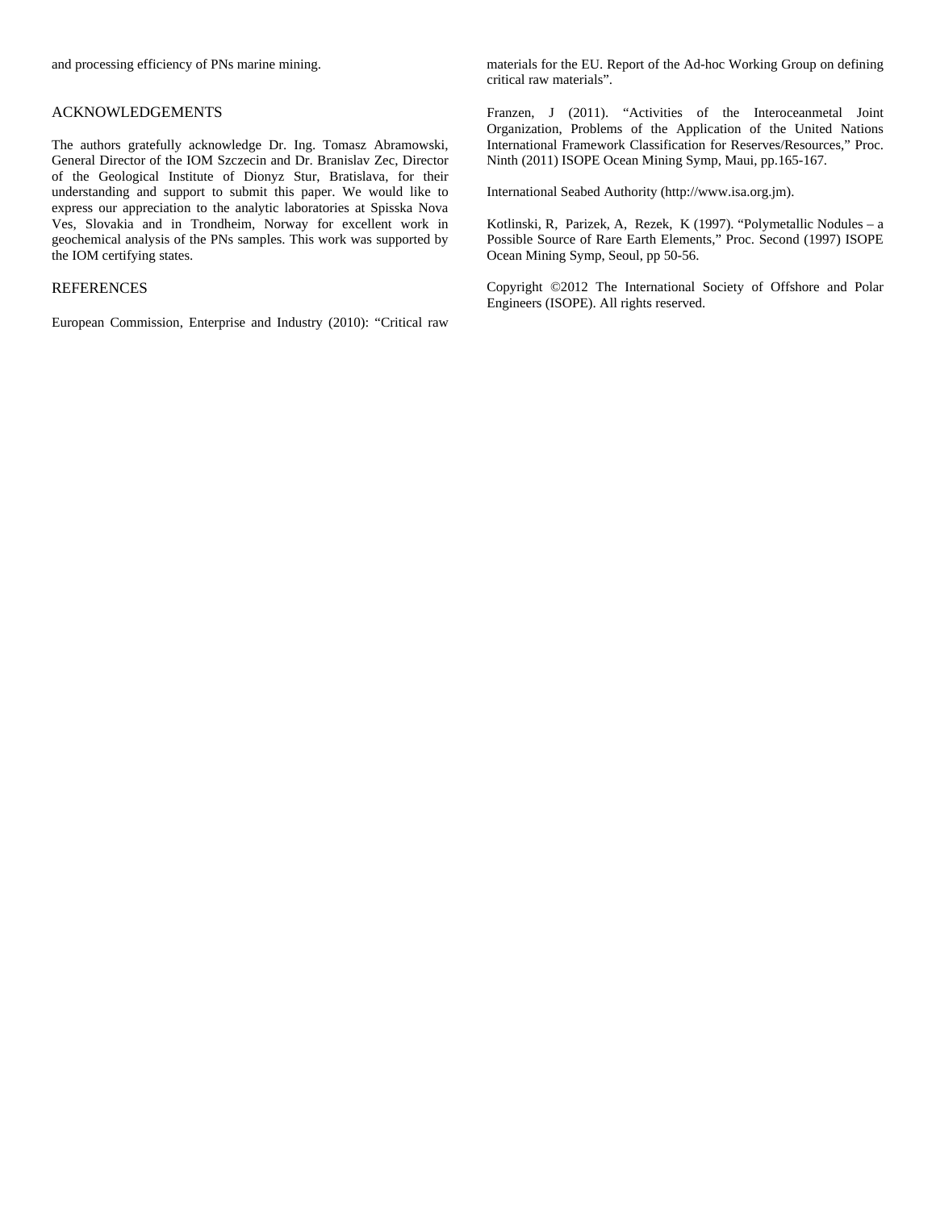and processing efficiency of PNs marine mining.

## ACKNOWLEDGEMENTS

The authors gratefully acknowledge Dr. Ing. Tomasz Abramowski, General Director of the IOM Szczecin and Dr. Branislav Zec, Director of the Geological Institute of Dionyz Stur, Bratislava, for their understanding and support to submit this paper. We would like to express our appreciation to the analytic laboratories at Spisska Nova Ves, Slovakia and in Trondheim, Norway for excellent work in geochemical analysis of the PNs samples. This work was supported by the IOM certifying states.

## REFERENCES

European Commission, Enterprise and Industry (2010): "Critical raw materials for the EU. Report of the Ad-hoc Working Group on defining critical raw materials".

Franzen, J (2011). "Activities of the Interoceanmetal Joint Organization, Problems of the Application of the United Nations International Framework Classification for Reserves/Resources," Proc. Ninth (2011) ISOPE Ocean Mining Symp, Maui, pp.165-167.

International Seabed Authority (http://www.isa.org.jm).

Kotlinski, R, Parizek, A, Rezek, K (1997). "Polymetallic Nodules – a Possible Source of Rare Earth Elements," Proc. Second (1997) ISOPE Ocean Mining Symp, Seoul, pp 50-56.

Copyright ©2012 The International Society of Offshore and Polar Engineers (ISOPE). All rights reserved.